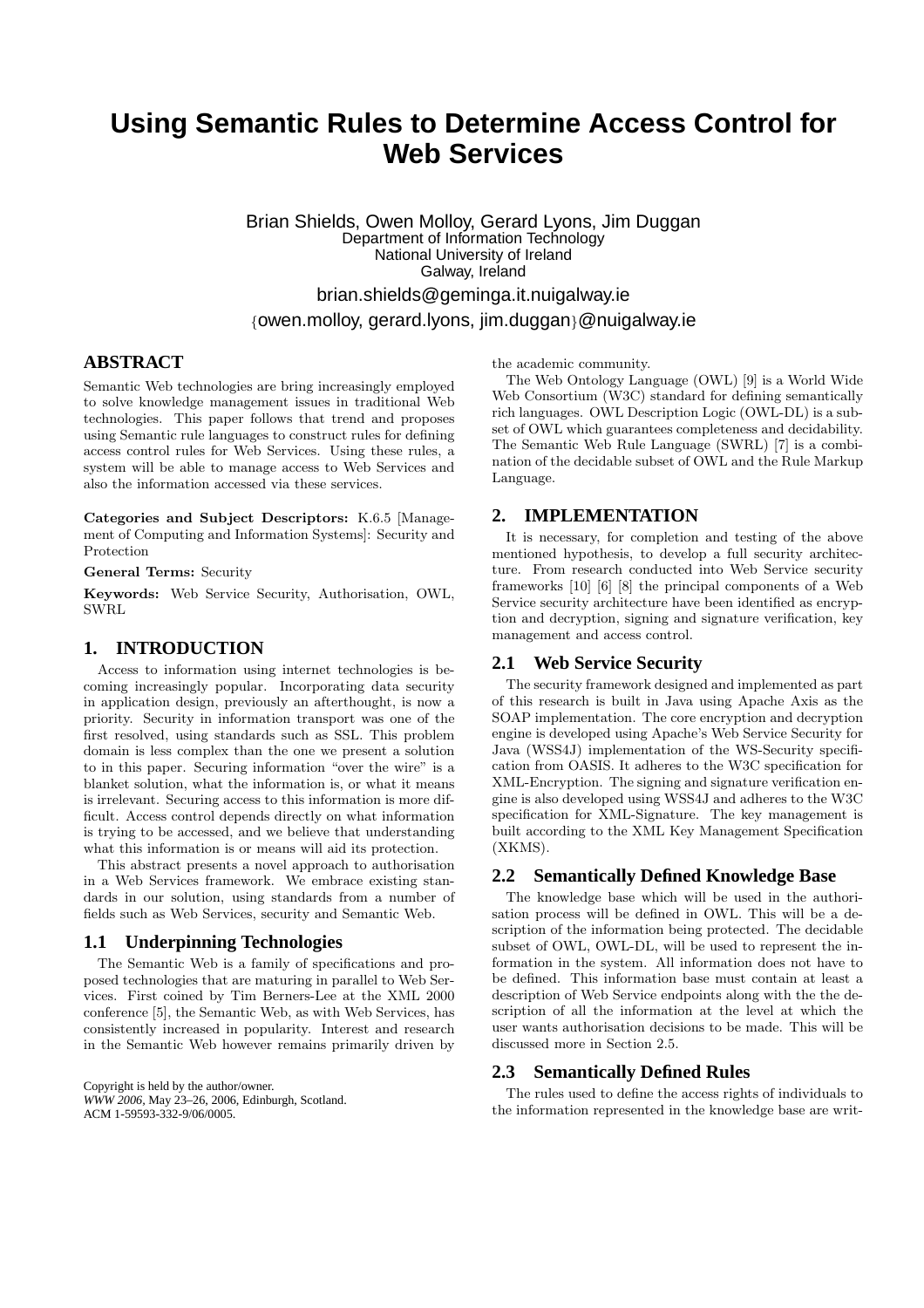# Using Semantic Rules to Determine Access Control for Web Services

Brian Shields, Owen Molloy, Gerard Lyons, Jim Duggan
Department of Information Technology
National University of Ireland
Galway, Ireland

brian.shields@geminga.it.nuigalway.ie
{owen.molloy, gerard.lyons, jim.duggan}@nuigalway.ie

## ABSTRACT

Semantic Web technologies are bring increasingly employed to solve knowledge management issues in traditional Web technologies. This paper follows that trend and proposes using Semantic rule languages to construct rules for defining access control rules for Web Services. Using these rules, a system will be able to manage access to Web Services and also the information accessed via these services.

**Categories and Subject Descriptors:** K.6.5 [Management of Computing and Information Systems]: Security and Protection

**General Terms:** Security

**Keywords:** Web Service Security, Authorisation, OWL, SWRL

## 1. INTRODUCTION

Access to information using internet technologies is becoming increasingly popular. Incorporating data security in application design, previously an afterthought, is now a priority. Security in information transport was one of the first resolved, using standards such as SSL. This problem domain is less complex than the one we present a solution to in this paper. Securing information "over the wire" is a blanket solution, what the information is, or what it means is irrelevant. Securing access to this information is more difficult. Access control depends directly on what information is trying to be accessed, and we believe that understanding what this information is or means will aid its protection.

This abstract presents a novel approach to authorisation in a Web Services framework. We embrace existing standards in our solution, using standards from a number of fields such as Web Services, security and Semantic Web.

### 1.1 Underpinning Technologies

The Semantic Web is a family of specifications and proposed technologies that are maturing in parallel to Web Services. First coined by Tim Berners-Lee at the XML 2000 conference [5], the Semantic Web, as with Web Services, has consistently increased in popularity. Interest and research in the Semantic Web however remains primarily driven by the academic community.

The Web Ontology Language (OWL) [9] is a World Wide Web Consortium (W3C) standard for defining semantically rich languages. OWL Description Logic (OWL-DL) is a subset of OWL which guarantees completeness and decidability. The Semantic Web Rule Language (SWRL) [7] is a combination of the decidable subset of OWL and the Rule Markup Language.

Copyright is held by the author/owner.
*WWW 2006*, May 23–26, 2006, Edinburgh, Scotland.
ACM 1-59593-332-9/06/0005.

## 2. IMPLEMENTATION

It is necessary, for completion and testing of the above mentioned hypothesis, to develop a full security architecture. From research conducted into Web Service security frameworks [10] [6] [8] the principal components of a Web Service security architecture have been identified as encryption and decryption, signing and signature verification, key management and access control.

### 2.1 Web Service Security

The security framework designed and implemented as part of this research is built in Java using Apache Axis as the SOAP implementation. The core encryption and decryption engine is developed using Apache's Web Service Security for Java (WSS4J) implementation of the WS-Security specification from OASIS. It adheres to the W3C specification for XML-Encryption. The signing and signature verification engine is also developed using WSS4J and adheres to the W3C specification for XML-Signature. The key management is built according to the XML Key Management Specification (XKMS).

### 2.2 Semantically Defined Knowledge Base

The knowledge base which will be used in the authorisation process will be defined in OWL. This will be a description of the information being protected. The decidable subset of OWL, OWL-DL, will be used to represent the information in the system. All information does not have to be defined. This information base must contain at least a description of Web Service endpoints along with the the description of all the information at the level at which the user wants authorisation decisions to be made. This will be discussed more in Section 2.5.

### 2.3 Semantically Defined Rules

The rules used to define the access rights of individuals to the information represented in the knowledge base are writ-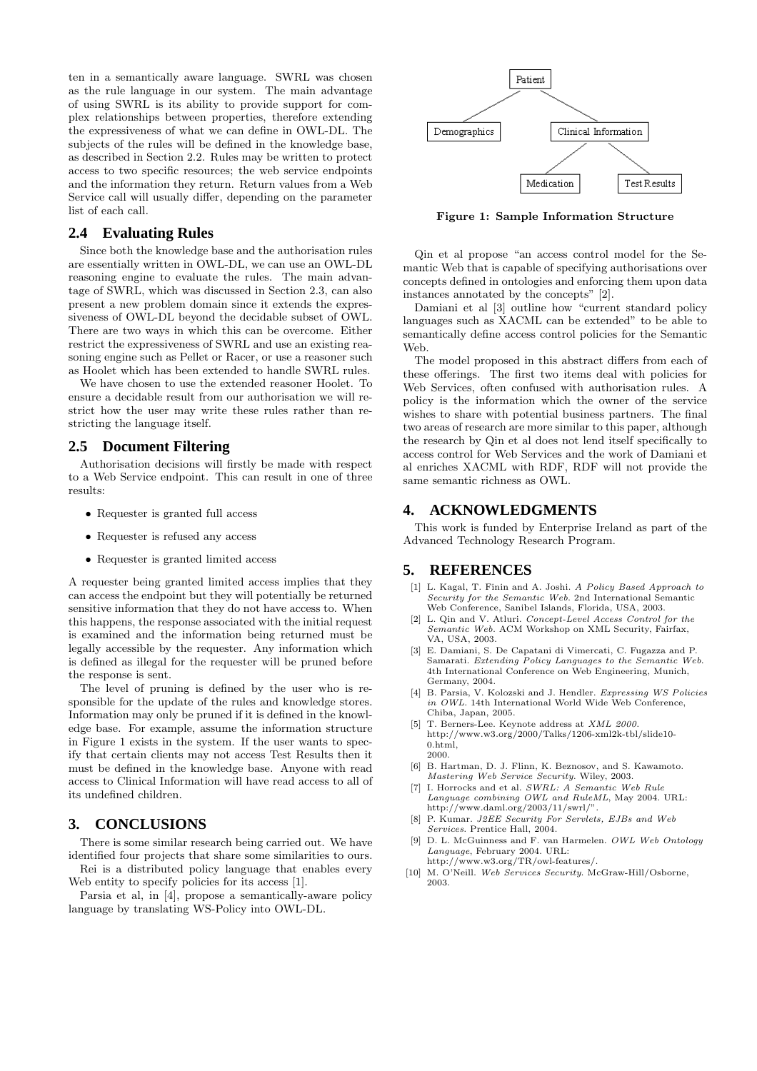ten in a semantically aware language. SWRL was chosen as the rule language in our system. The main advantage of using SWRL is its ability to provide support for complex relationships between properties, therefore extending the expressiveness of what we can define in OWL-DL. The subjects of the rules will be defined in the knowledge base, as described in Section 2.2. Rules may be written to protect access to two specific resources; the web service endpoints and the information they return. Return values from a Web Service call will usually differ, depending on the parameter list of each call.

## 2.4 Evaluating Rules

Since both the knowledge base and the authorisation rules are essentially written in OWL-DL, we can use an OWL-DL reasoning engine to evaluate the rules. The main advantage of SWRL, which was discussed in Section 2.3, can also present a new problem domain since it extends the expressiveness of OWL-DL beyond the decidable subset of OWL. There are two ways in which this can be overcome. Either restrict the expressiveness of SWRL and use an existing reasoning engine such as Pellet or Racer, or use a reasoner such as Hoolet which has been extended to handle SWRL rules.

We have chosen to use the extended reasoner Hoolet. To ensure a decidable result from our authorisation we will restrict how the user may write these rules rather than restricting the language itself.

## 2.5 Document Filtering

Authorisation decisions will firstly be made with respect to a Web Service endpoint. This can result in one of three results:

- Requester is granted full access
- Requester is refused any access
- Requester is granted limited access

A requester being granted limited access implies that they can access the endpoint but they will potentially be returned sensitive information that they do not have access to. When this happens, the response associated with the initial request is examined and the information being returned must be legally accessible by the requester. Any information which is defined as illegal for the requester will be pruned before the response is sent.

The level of pruning is defined by the user who is responsible for the update of the rules and knowledge stores. Information may only be pruned if it is defined in the knowledge base. For example, assume the information structure in Figure 1 exists in the system. If the user wants to specify that certain clients may not access Test Results then it must be defined in the knowledge base. Anyone with read access to Clinical Information will have read access to all of its undefined children.

Patient
Demographics
Clinical Information
Medication
Test Results

**Figure 1: Sample Information Structure**

# 3. CONCLUSIONS

There is some similar research being carried out. We have identified four projects that share some similarities to ours.

Rei is a distributed policy language that enables every Web entity to specify policies for its access [1].

Parsia et al, in [4], propose a semantically-aware policy language by translating WS-Policy into OWL-DL.

Qin et al propose "an access control model for the Semantic Web that is capable of specifying authorisations over concepts defined in ontologies and enforcing them upon data instances annotated by the concepts" [2].

Damiani et al [3] outline how "current standard policy languages such as XACML can be extended" to be able to semantically define access control policies for the Semantic Web.

The model proposed in this abstract differs from each of these offerings. The first two items deal with policies for Web Services, often confused with authorisation rules. A policy is the information which the owner of the service wishes to share with potential business partners. The final two areas of research are more similar to this paper, although the research by Qin et al does not lend itself specifically to access control for Web Services and the work of Damiani et al enriches XACML with RDF, RDF will not provide the same semantic richness as OWL.

# 4. ACKNOWLEDGMENTS

This work is funded by Enterprise Ireland as part of the Advanced Technology Research Program.

# 5. REFERENCES

[1] L. Kagal, T. Finin and A. Joshi. *A Policy Based Approach to Security for the Semantic Web*. 2nd International Semantic Web Conference, Sanibel Islands, Florida, USA, 2003.

[2] L. Qin and V. Atluri. *Concept-Level Access Control for the Semantic Web*. ACM Workshop on XML Security, Fairfax, VA, USA, 2003.

[3] E. Damiani, S. De Capatani di Vimercati, C. Fugazza and P. Samarati. *Extending Policy Languages to the Semantic Web*. 4th International Conference on Web Engineering, Munich, Germany, 2004.

[4] B. Parsia, V. Kolozski and J. Hendler. *Expressing WS Policies in OWL*. 14th International World Wide Web Conference, Chiba, Japan, 2005.

[5] T. Berners-Lee. Keynote address at *XML 2000.* http://www.w3.org/2000/Talks/1206-xml2k-tbl/slide10-0.html, 2000.

[6] B. Hartman, D. J. Flinn, K. Beznosov, and S. Kawamoto. *Mastering Web Service Security*. Wiley, 2003.

[7] I. Horrocks and et al. *SWRL: A Semantic Web Rule Language combining OWL and RuleML*, May 2004. URL: http://www.daml.org/2003/11/swrl/".

[8] P. Kumar. *J2EE Security For Servlets, EJBs and Web Services*. Prentice Hall, 2004.

[9] D. L. McGuinness and F. van Harmelen. *OWL Web Ontology Language*, February 2004. URL: http://www.w3.org/TR/owl-features/.

[10] M. O'Neill. *Web Services Security*. McGraw-Hill/Osborne, 2003.